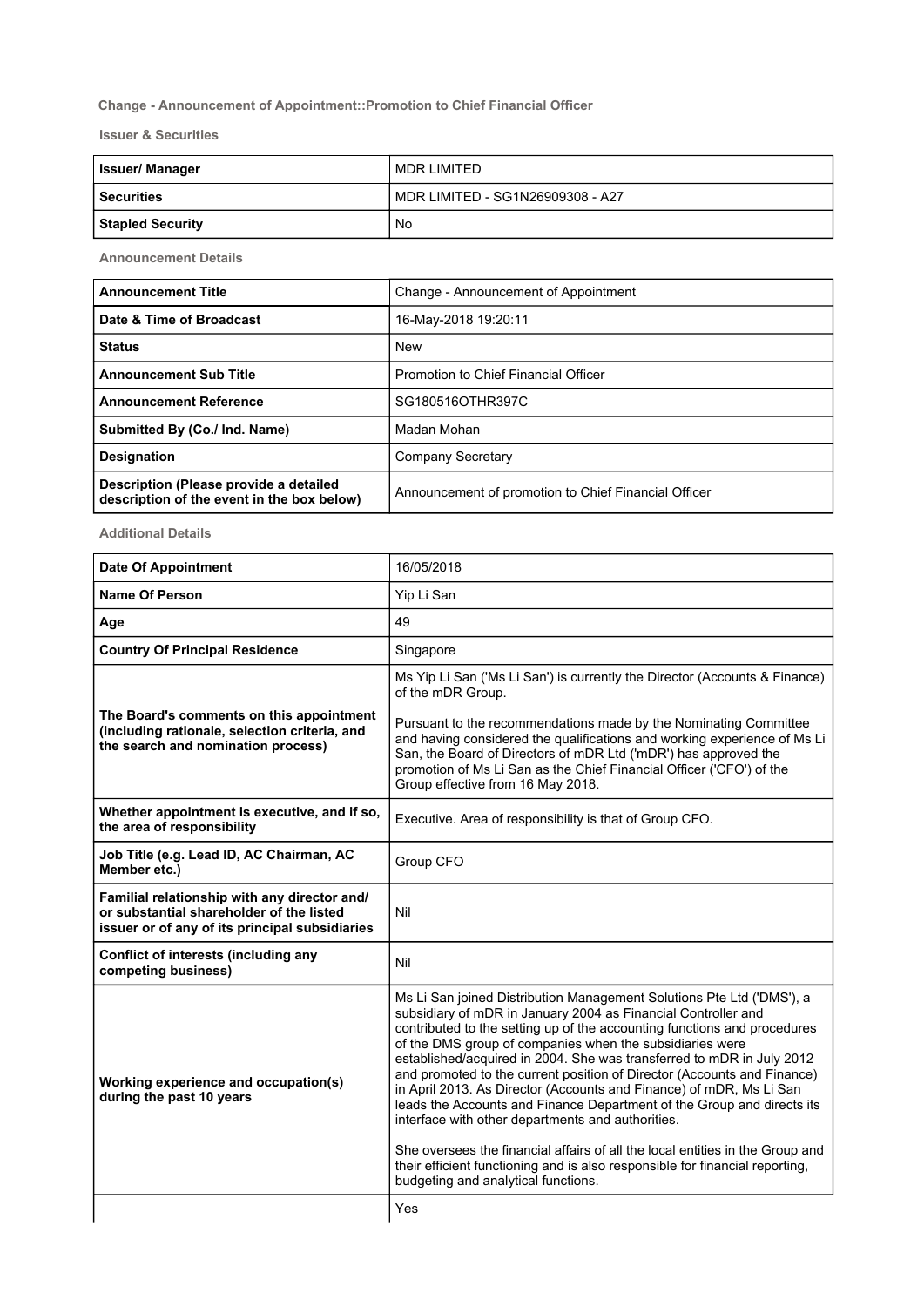**Change - Announcement of Appointment::Promotion to Chief Financial Officer**

**Issuer & Securities**

| | |
|---|---|
| **Issuer/ Manager** | MDR LIMITED |
| **Securities** | MDR LIMITED - SG1N26909308 - A27 |
| **Stapled Security** | No |

**Announcement Details**

| | |
|---|---|
| **Announcement Title** | Change - Announcement of Appointment |
| **Date & Time of Broadcast** | 16-May-2018 19:20:11 |
| **Status** | New |
| **Announcement Sub Title** | Promotion to Chief Financial Officer |
| **Announcement Reference** | SG180516OTHR397C |
| **Submitted By (Co./ Ind. Name)** | Madan Mohan |
| **Designation** | Company Secretary |
| **Description (Please provide a detailed description of the event in the box below)** | Announcement of promotion to Chief Financial Officer |

**Additional Details**

| | |
|---|---|
| **Date Of Appointment** | 16/05/2018 |
| **Name Of Person** | Yip Li San |
| **Age** | 49 |
| **Country Of Principal Residence** | Singapore |
| **The Board's comments on this appointment (including rationale, selection criteria, and the search and nomination process)** | Ms Yip Li San ('Ms Li San') is currently the Director (Accounts & Finance) of the mDR Group.<br><br>Pursuant to the recommendations made by the Nominating Committee and having considered the qualifications and working experience of Ms Li San, the Board of Directors of mDR Ltd ('mDR') has approved the promotion of Ms Li San as the Chief Financial Officer ('CFO') of the Group effective from 16 May 2018. |
| **Whether appointment is executive, and if so, the area of responsibility** | Executive. Area of responsibility is that of Group CFO. |
| **Job Title (e.g. Lead ID, AC Chairman, AC Member etc.)** | Group CFO |
| **Familial relationship with any director and/ or substantial shareholder of the listed issuer or of any of its principal subsidiaries** | Nil |
| **Conflict of interests (including any competing business)** | Nil |
| **Working experience and occupation(s) during the past 10 years** | Ms Li San joined Distribution Management Solutions Pte Ltd ('DMS'), a subsidiary of mDR in January 2004 as Financial Controller and contributed to the setting up of the accounting functions and procedures of the DMS group of companies when the subsidiaries were established/acquired in 2004. She was transferred to mDR in July 2012 and promoted to the current position of Director (Accounts and Finance) in April 2013. As Director (Accounts and Finance) of mDR, Ms Li San leads the Accounts and Finance Department of the Group and directs its interface with other departments and authorities.<br><br>She oversees the financial affairs of all the local entities in the Group and their efficient functioning and is also responsible for financial reporting, budgeting and analytical functions. |
| | Yes |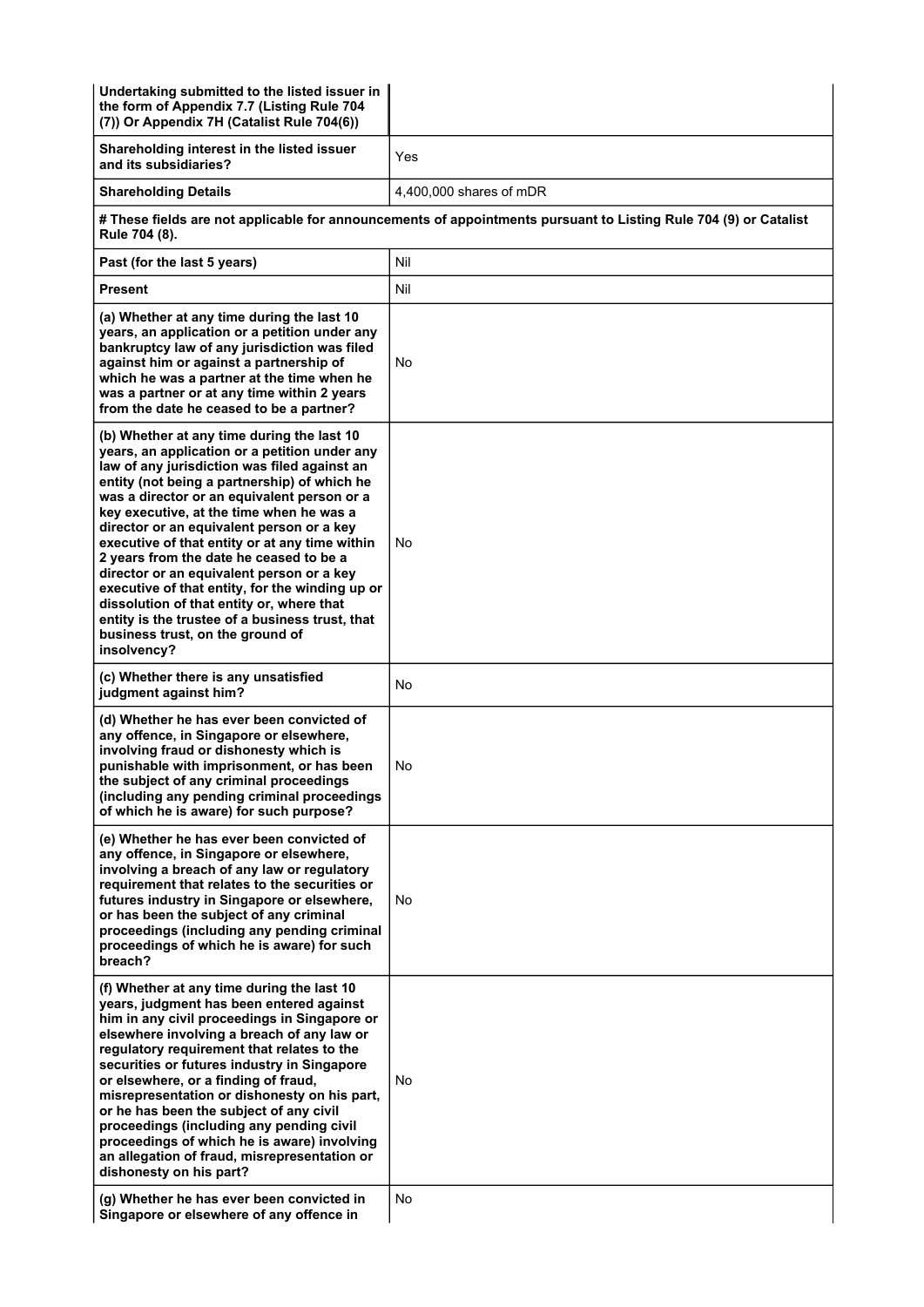| | |
|---|---|
| **Undertaking submitted to the listed issuer in the form of Appendix 7.7 (Listing Rule 704 (7)) Or Appendix 7H (Catalist Rule 704(6))** | |
| **Shareholding interest in the listed issuer and its subsidiaries?** | Yes |
| **Shareholding Details** | 4,400,000 shares of mDR |
| **# These fields are not applicable for announcements of appointments pursuant to Listing Rule 704 (9) or Catalist Rule 704 (8).** | |
| **Past (for the last 5 years)** | Nil |
| **Present** | Nil |
| **(a) Whether at any time during the last 10 years, an application or a petition under any bankruptcy law of any jurisdiction was filed against him or against a partnership of which he was a partner at the time when he was a partner or at any time within 2 years from the date he ceased to be a partner?** | No |
| **(b) Whether at any time during the last 10 years, an application or a petition under any law of any jurisdiction was filed against an entity (not being a partnership) of which he was a director or an equivalent person or a key executive, at the time when he was a director or an equivalent person or a key executive of that entity or at any time within 2 years from the date he ceased to be a director or an equivalent person or a key executive of that entity, for the winding up or dissolution of that entity or, where that entity is the trustee of a business trust, that business trust, on the ground of insolvency?** | No |
| **(c) Whether there is any unsatisfied judgment against him?** | No |
| **(d) Whether he has ever been convicted of any offence, in Singapore or elsewhere, involving fraud or dishonesty which is punishable with imprisonment, or has been the subject of any criminal proceedings (including any pending criminal proceedings of which he is aware) for such purpose?** | No |
| **(e) Whether he has ever been convicted of any offence, in Singapore or elsewhere, involving a breach of any law or regulatory requirement that relates to the securities or futures industry in Singapore or elsewhere, or has been the subject of any criminal proceedings (including any pending criminal proceedings of which he is aware) for such breach?** | No |
| **(f) Whether at any time during the last 10 years, judgment has been entered against him in any civil proceedings in Singapore or elsewhere involving a breach of any law or regulatory requirement that relates to the securities or futures industry in Singapore or elsewhere, or a finding of fraud, misrepresentation or dishonesty on his part, or he has been the subject of any civil proceedings (including any pending civil proceedings of which he is aware) involving an allegation of fraud, misrepresentation or dishonesty on his part?** | No |
| **(g) Whether he has ever been convicted in Singapore or elsewhere of any offence in** | No |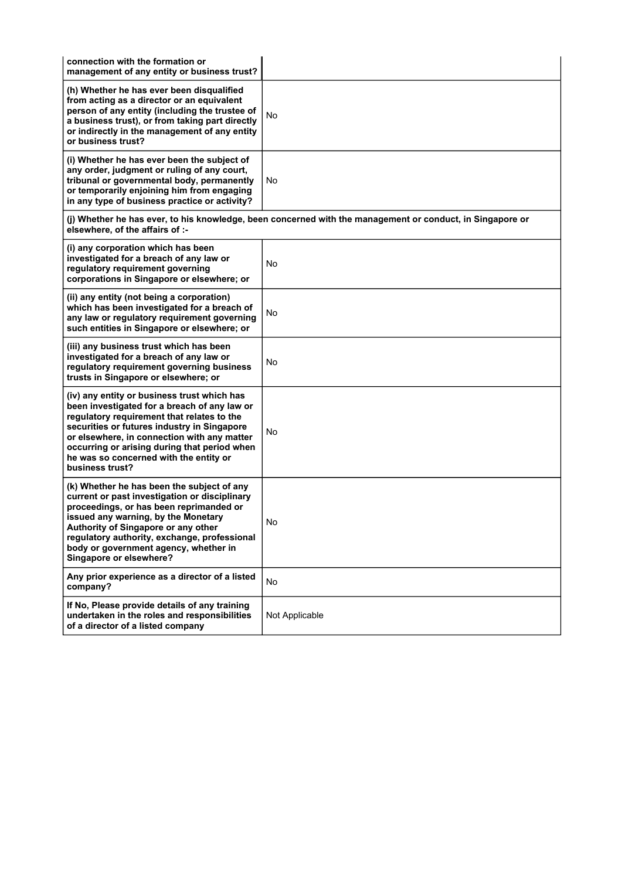| | |
|---|---|
| **connection with the formation or management of any entity or business trust?** | |
| **(h) Whether he has ever been disqualified from acting as a director or an equivalent person of any entity (including the trustee of a business trust), or from taking part directly or indirectly in the management of any entity or business trust?** | No |
| **(i) Whether he has ever been the subject of any order, judgment or ruling of any court, tribunal or governmental body, permanently or temporarily enjoining him from engaging in any type of business practice or activity?** | No |
| **(j) Whether he has ever, to his knowledge, been concerned with the management or conduct, in Singapore or elsewhere, of the affairs of :-** | |
| **(i) any corporation which has been investigated for a breach of any law or regulatory requirement governing corporations in Singapore or elsewhere; or** | No |
| **(ii) any entity (not being a corporation) which has been investigated for a breach of any law or regulatory requirement governing such entities in Singapore or elsewhere; or** | No |
| **(iii) any business trust which has been investigated for a breach of any law or regulatory requirement governing business trusts in Singapore or elsewhere; or** | No |
| **(iv) any entity or business trust which has been investigated for a breach of any law or regulatory requirement that relates to the securities or futures industry in Singapore or elsewhere, in connection with any matter occurring or arising during that period when he was so concerned with the entity or business trust?** | No |
| **(k) Whether he has been the subject of any current or past investigation or disciplinary proceedings, or has been reprimanded or issued any warning, by the Monetary Authority of Singapore or any other regulatory authority, exchange, professional body or government agency, whether in Singapore or elsewhere?** | No |
| **Any prior experience as a director of a listed company?** | No |
| **If No, Please provide details of any training undertaken in the roles and responsibilities of a director of a listed company** | Not Applicable |